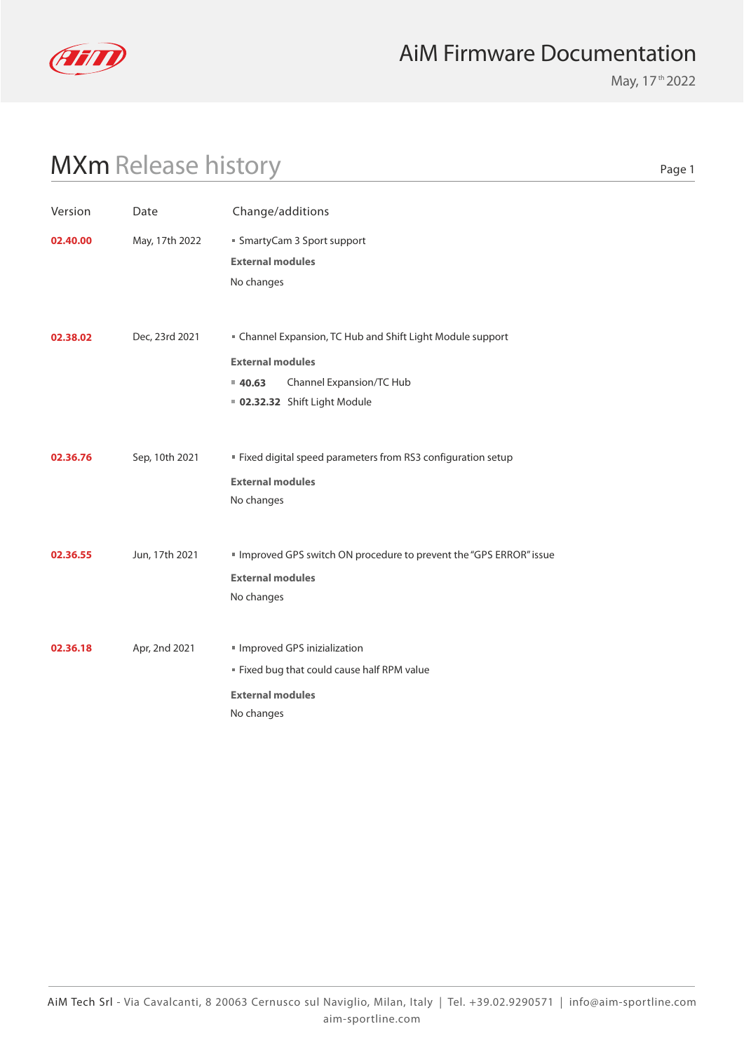# AiM Firmware Documentation

May, 17th 2022

## MXm Release history

| Version | Date | Change/additions |
|---|---|---|
| **02.40.00** | May, 17th 2022 | ▪ SmartyCam 3 Sport support<br>**External modules**<br>No changes |
| **02.38.02** | Dec, 23rd 2021 | ▪ Channel Expansion, TC Hub and Shift Light Module support<br>**External modules**<br>▪ **40.63** Channel Expansion/TC Hub<br>▪ **02.32.32** Shift Light Module |
| **02.36.76** | Sep, 10th 2021 | ▪ Fixed digital speed parameters from RS3 configuration setup<br>**External modules**<br>No changes |
| **02.36.55** | Jun, 17th 2021 | ▪ Improved GPS switch ON procedure to prevent the "GPS ERROR" issue<br>**External modules**<br>No changes |
| **02.36.18** | Apr, 2nd 2021 | ▪ Improved GPS inizialization<br>▪ Fixed bug that could cause half RPM value<br>**External modules**<br>No changes |

AiM Tech Srl - Via Cavalcanti, 8 20063 Cernusco sul Naviglio, Milan, Italy | Tel. +39.02.9290571 | info@aim-sportline.com
aim-sportline.com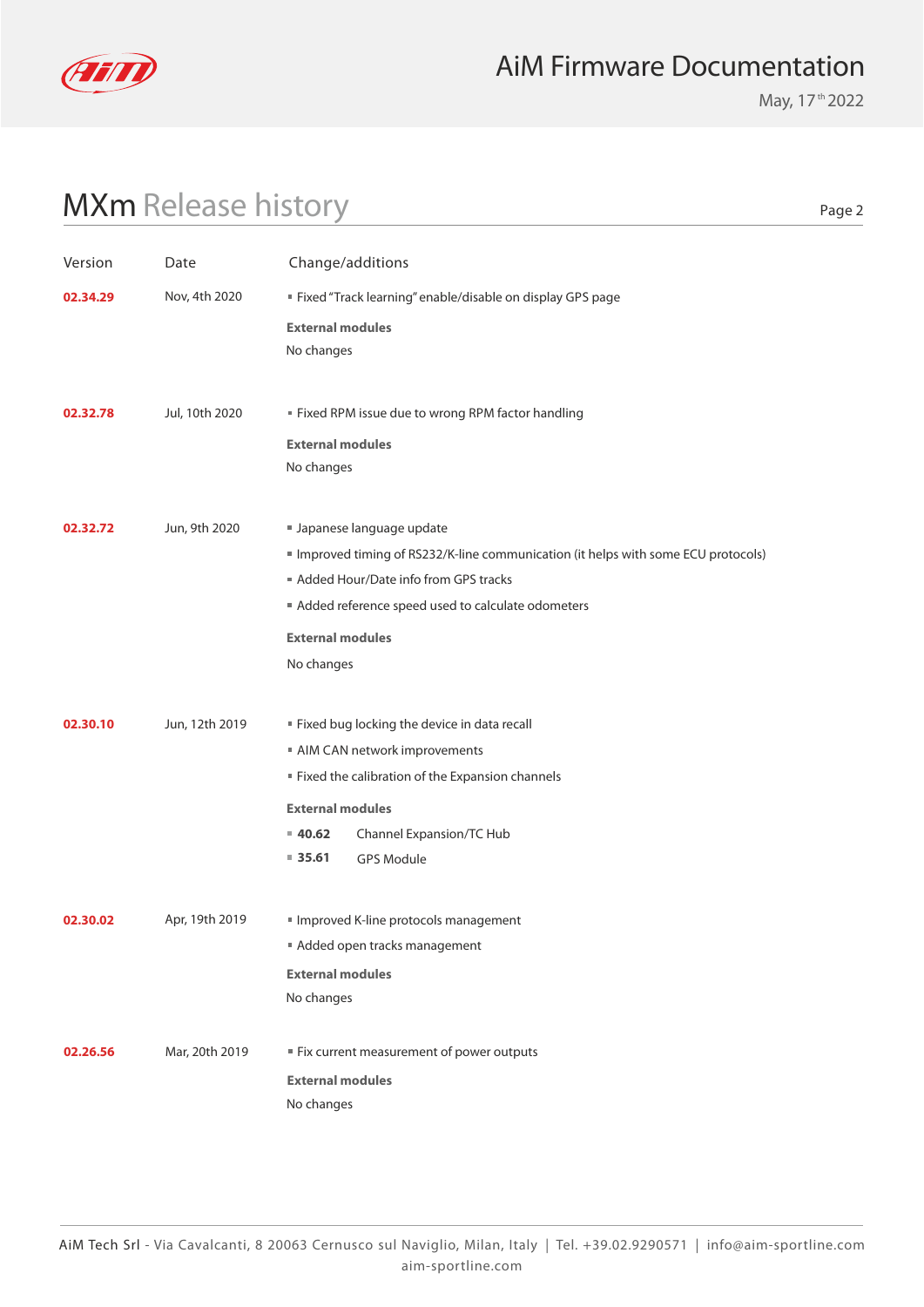# MXm Release history

| Version | Date | Change/additions |
|---|---|---|
| **02.34.29** | Nov, 4th 2020 | ▪ Fixed "Track learning" enable/disable on display GPS page<br><br>**External modules**<br>No changes |
| **02.32.78** | Jul, 10th 2020 | ▪ Fixed RPM issue due to wrong RPM factor handling<br><br>**External modules**<br>No changes |
| **02.32.72** | Jun, 9th 2020 | ▪ Japanese language update<br>▪ Improved timing of RS232/K-line communication (it helps with some ECU protocols)<br>▪ Added Hour/Date info from GPS tracks<br>▪ Added reference speed used to calculate odometers<br><br>**External modules**<br>No changes |
| **02.30.10** | Jun, 12th 2019 | ▪ Fixed bug locking the device in data recall<br>▪ AIM CAN network improvements<br>▪ Fixed the calibration of the Expansion channels<br><br>**External modules**<br>▪ **40.62** Channel Expansion/TC Hub<br>▪ **35.61** GPS Module |
| **02.30.02** | Apr, 19th 2019 | ▪ Improved K-line protocols management<br>▪ Added open tracks management<br><br>**External modules**<br>No changes |
| **02.26.56** | Mar, 20th 2019 | ▪ Fix current measurement of power outputs<br><br>**External modules**<br>No changes |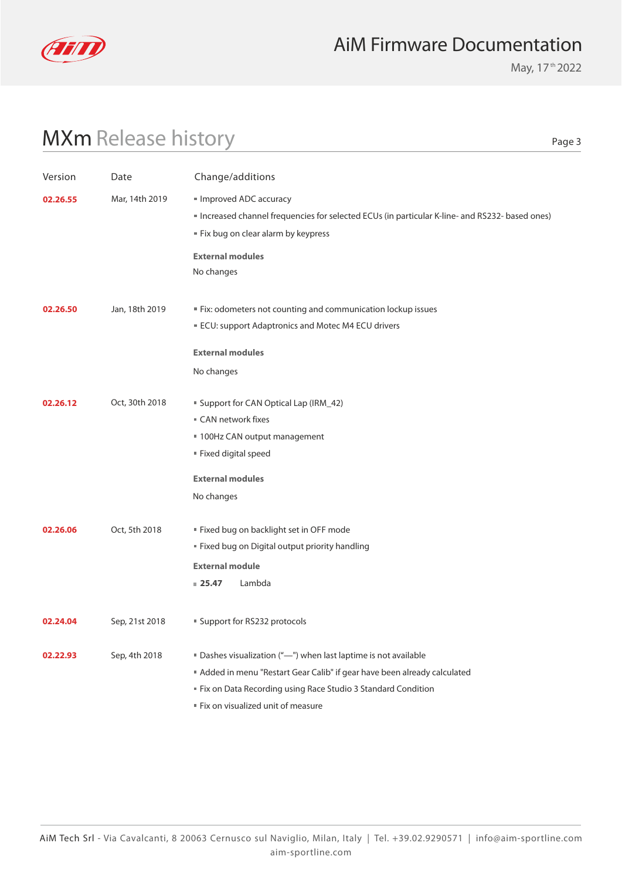# MXm Release history

| Version | Date | Change/additions |
|---|---|---|
| **02.26.55** | Mar, 14th 2019 | ▪ Improved ADC accuracy<br>▪ Increased channel frequencies for selected ECUs (in particular K-line- and RS232- based ones)<br>▪ Fix bug on clear alarm by keypress<br>**External modules**<br>No changes |
| **02.26.50** | Jan, 18th 2019 | ▪ Fix: odometers not counting and communication lockup issues<br>▪ ECU: support Adaptronics and Motec M4 ECU drivers<br>**External modules**<br>No changes |
| **02.26.12** | Oct, 30th 2018 | ▪ Support for CAN Optical Lap (IRM_42)<br>▪ CAN network fixes<br>▪ 100Hz CAN output management<br>▪ Fixed digital speed<br>**External modules**<br>No changes |
| **02.26.06** | Oct, 5th 2018 | ▪ Fixed bug on backlight set in OFF mode<br>▪ Fixed bug on Digital output priority handling<br>**External module**<br>▪ **25.47** Lambda |
| **02.24.04** | Sep, 21st 2018 | ▪ Support for RS232 protocols |
| **02.22.93** | Sep, 4th 2018 | ▪ Dashes visualization ("—") when last laptime is not available<br>▪ Added in menu "Restart Gear Calib" if gear have been already calculated<br>▪ Fix on Data Recording using Race Studio 3 Standard Condition<br>▪ Fix on visualized unit of measure |